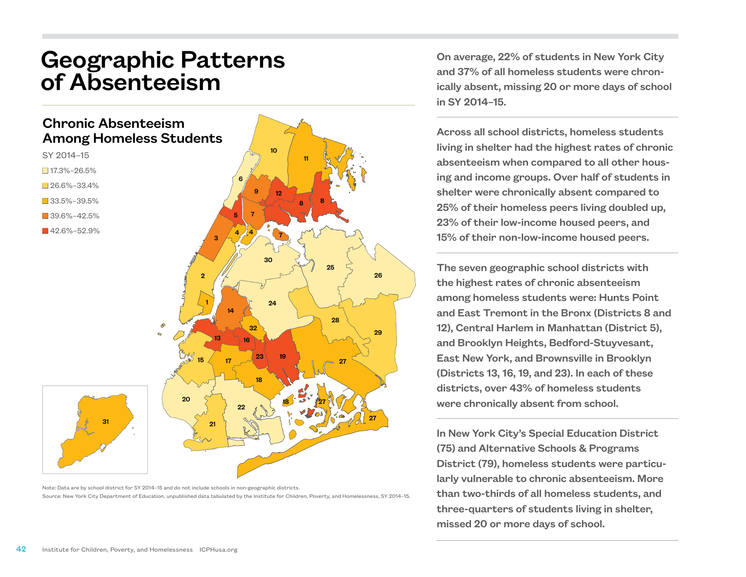# Geographic Patterns of Absenteeism

## Chronic Absenteeism Among Homeless Students

SY 2014–15

- 17.3%–26.5%
- 26.6%–33.4%
- 33.5%–39.5%
- 39.6%–42.5%
- 42.6%–52.9%

Note: Data are by school district for SY 2014–15 and do not include schools in non-geographic districts.
Source: New York City Department of Education, unpublished data tabulated by the Institute for Children, Poverty, and Homelessness, SY 2014–15.

On average, 22% of students in New York City and 37% of all homeless students were chronically absent, missing 20 or more days of school in SY 2014–15.

Across all school districts, homeless students living in shelter had the highest rates of chronic absenteeism when compared to all other housing and income groups. Over half of students in shelter were chronically absent compared to 25% of their homeless peers living doubled up, 23% of their low-income housed peers, and 15% of their non-low-income housed peers.

The seven geographic school districts with the highest rates of chronic absenteeism among homeless students were: Hunts Point and East Tremont in the Bronx (Districts 8 and 12), Central Harlem in Manhattan (District 5), and Brooklyn Heights, Bedford-Stuyvesant, East New York, and Brownsville in Brooklyn (Districts 13, 16, 19, and 23). In each of these districts, over 43% of homeless students were chronically absent from school.

In New York City's Special Education District (75) and Alternative Schools & Programs District (79), homeless students were particularly vulnerable to chronic absenteeism. More than two-thirds of all homeless students, and three-quarters of students living in shelter, missed 20 or more days of school.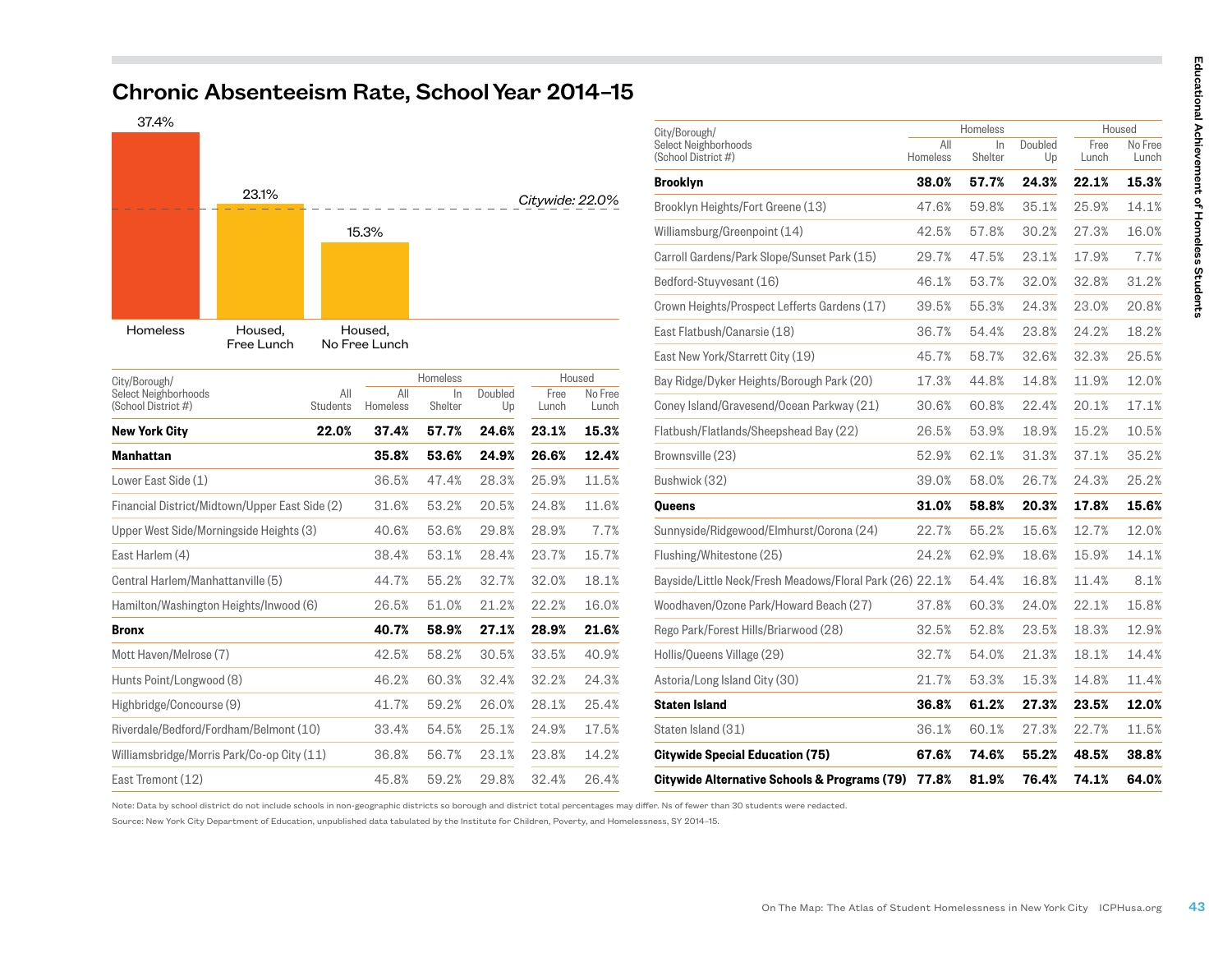## Chronic Absenteeism Rate, School Year 2014–15

37.4%
23.1%
15.3%
Citywide: 22.0%
Homeless
Housed, Free Lunch
Housed, No Free Lunch

| City/Borough/ Select Neighborhoods (School District #) | All Students | Homeless | | | Housed | |
|---|---|---|---|---|---|---|
| | | All Homeless | In Shelter | Doubled Up | Free Lunch | No Free Lunch |
| **New York City** | **22.0%** | **37.4%** | **57.7%** | **24.6%** | **23.1%** | **15.3%** |
| **Manhattan** | | **35.8%** | **53.6%** | **24.9%** | **26.6%** | **12.4%** |
| Lower East Side (1) | | 36.5% | 47.4% | 28.3% | 25.9% | 11.5% |
| Financial District/Midtown/Upper East Side (2) | | 31.6% | 53.2% | 20.5% | 24.8% | 11.6% |
| Upper West Side/Morningside Heights (3) | | 40.6% | 53.6% | 29.8% | 28.9% | 7.7% |
| East Harlem (4) | | 38.4% | 53.1% | 28.4% | 23.7% | 15.7% |
| Central Harlem/Manhattanville (5) | | 44.7% | 55.2% | 32.7% | 32.0% | 18.1% |
| Hamilton/Washington Heights/Inwood (6) | | 26.5% | 51.0% | 21.2% | 22.2% | 16.0% |
| **Bronx** | | **40.7%** | **58.9%** | **27.1%** | **28.9%** | **21.6%** |
| Mott Haven/Melrose (7) | | 42.5% | 58.2% | 30.5% | 33.5% | 40.9% |
| Hunts Point/Longwood (8) | | 46.2% | 60.3% | 32.4% | 32.2% | 24.3% |
| Highbridge/Concourse (9) | | 41.7% | 59.2% | 26.0% | 28.1% | 25.4% |
| Riverdale/Bedford/Fordham/Belmont (10) | | 33.4% | 54.5% | 25.1% | 24.9% | 17.5% |
| Williamsbridge/Morris Park/Co-op City (11) | | 36.8% | 56.7% | 23.1% | 23.8% | 14.2% |
| East Tremont (12) | | 45.8% | 59.2% | 29.8% | 32.4% | 26.4% |

| City/Borough/ Select Neighborhoods (School District #) | Homeless | | | Housed | |
|---|---|---|---|---|---|
| | All Homeless | In Shelter | Doubled Up | Free Lunch | No Free Lunch |
| **Brooklyn** | **38.0%** | **57.7%** | **24.3%** | **22.1%** | **15.3%** |
| Brooklyn Heights/Fort Greene (13) | 47.6% | 59.8% | 35.1% | 25.9% | 14.1% |
| Williamsburg/Greenpoint (14) | 42.5% | 57.8% | 30.2% | 27.3% | 16.0% |
| Carroll Gardens/Park Slope/Sunset Park (15) | 29.7% | 47.5% | 23.1% | 17.9% | 7.7% |
| Bedford-Stuyvesant (16) | 46.1% | 53.7% | 32.0% | 32.8% | 31.2% |
| Crown Heights/Prospect Lefferts Gardens (17) | 39.5% | 55.3% | 24.3% | 23.0% | 20.8% |
| East Flatbush/Canarsie (18) | 36.7% | 54.4% | 23.8% | 24.2% | 18.2% |
| East New York/Starrett City (19) | 45.7% | 58.7% | 32.6% | 32.3% | 25.5% |
| Bay Ridge/Dyker Heights/Borough Park (20) | 17.3% | 44.8% | 14.8% | 11.9% | 12.0% |
| Coney Island/Gravesend/Ocean Parkway (21) | 30.6% | 60.8% | 22.4% | 20.1% | 17.1% |
| Flatbush/Flatlands/Sheepshead Bay (22) | 26.5% | 53.9% | 18.9% | 15.2% | 10.5% |
| Brownsville (23) | 52.9% | 62.1% | 31.3% | 37.1% | 35.2% |
| Bushwick (32) | 39.0% | 58.0% | 26.7% | 24.3% | 25.2% |
| **Queens** | **31.0%** | **58.8%** | **20.3%** | **17.8%** | **15.6%** |
| Sunnyside/Ridgewood/Elmhurst/Corona (24) | 22.7% | 55.2% | 15.6% | 12.7% | 12.0% |
| Flushing/Whitestone (25) | 24.2% | 62.9% | 18.6% | 15.9% | 14.1% |
| Bayside/Little Neck/Fresh Meadows/Floral Park (26) | 22.1% | 54.4% | 16.8% | 11.4% | 8.1% |
| Woodhaven/Ozone Park/Howard Beach (27) | 37.8% | 60.3% | 24.0% | 22.1% | 15.8% |
| Rego Park/Forest Hills/Briarwood (28) | 32.5% | 52.8% | 23.5% | 18.3% | 12.9% |
| Hollis/Queens Village (29) | 32.7% | 54.0% | 21.3% | 18.1% | 14.4% |
| Astoria/Long Island City (30) | 21.7% | 53.3% | 15.3% | 14.8% | 11.4% |
| **Staten Island** | **36.8%** | **61.2%** | **27.3%** | **23.5%** | **12.0%** |
| Staten Island (31) | 36.1% | 60.1% | 27.3% | 22.7% | 11.5% |
| **Citywide Special Education (75)** | **67.6%** | **74.6%** | **55.2%** | **48.5%** | **38.8%** |
| **Citywide Alternative Schools & Programs (79)** | **77.8%** | **81.9%** | **76.4%** | **74.1%** | **64.0%** |

Note: Data by school district do not include schools in non-geographic districts so borough and district total percentages may differ. Ns of fewer than 30 students were redacted.

Source: New York City Department of Education, unpublished data tabulated by the Institute for Children, Poverty, and Homelessness, SY 2014–15.